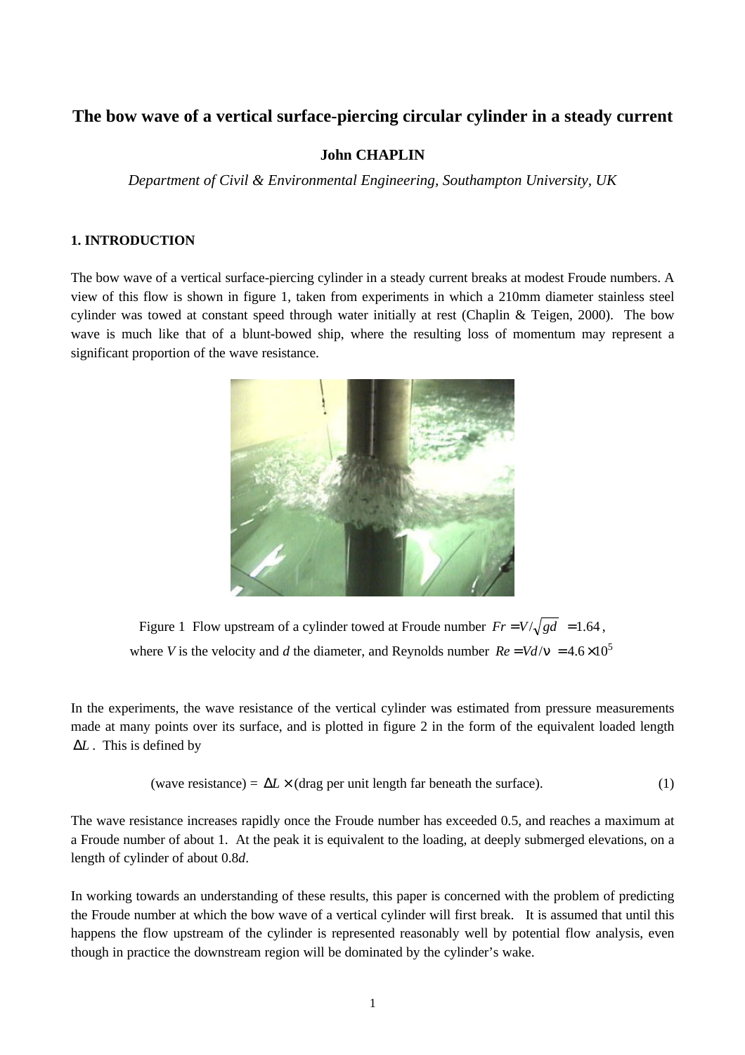# The bow wave of a vertical surface-piercing circular cylinder in a steady current

**John CHAPLIN**

*Department of Civil & Environmental Engineering, Southampton University, UK*

## 1. INTRODUCTION

The bow wave of a vertical surface-piercing cylinder in a steady current breaks at modest Froude numbers. A view of this flow is shown in figure 1, taken from experiments in which a 210mm diameter stainless steel cylinder was towed at constant speed through water initially at rest (Chaplin & Teigen, 2000). The bow wave is much like that of a blunt-bowed ship, where the resulting loss of momentum may represent a significant proportion of the wave resistance.

Figure 1 Flow upstream of a cylinder towed at Froude number $Fr = V/\sqrt{gd} = 1.64$, where $V$ is the velocity and $d$ the diameter, and Reynolds number $Re = Vd/\nu = 4.6 \times 10^5$

In the experiments, the wave resistance of the vertical cylinder was estimated from pressure measurements made at many points over its surface, and is plotted in figure 2 in the form of the equivalent loaded length $\Delta L$. This is defined by

$$\text{(wave resistance)} = \Delta L \times \text{(drag per unit length far beneath the surface).} \qquad (1)$$

The wave resistance increases rapidly once the Froude number has exceeded 0.5, and reaches a maximum at a Froude number of about 1. At the peak it is equivalent to the loading, at deeply submerged elevations, on a length of cylinder of about $0.8d$.

In working towards an understanding of these results, this paper is concerned with the problem of predicting the Froude number at which the bow wave of a vertical cylinder will first break. It is assumed that until this happens the flow upstream of the cylinder is represented reasonably well by potential flow analysis, even though in practice the downstream region will be dominated by the cylinder's wake.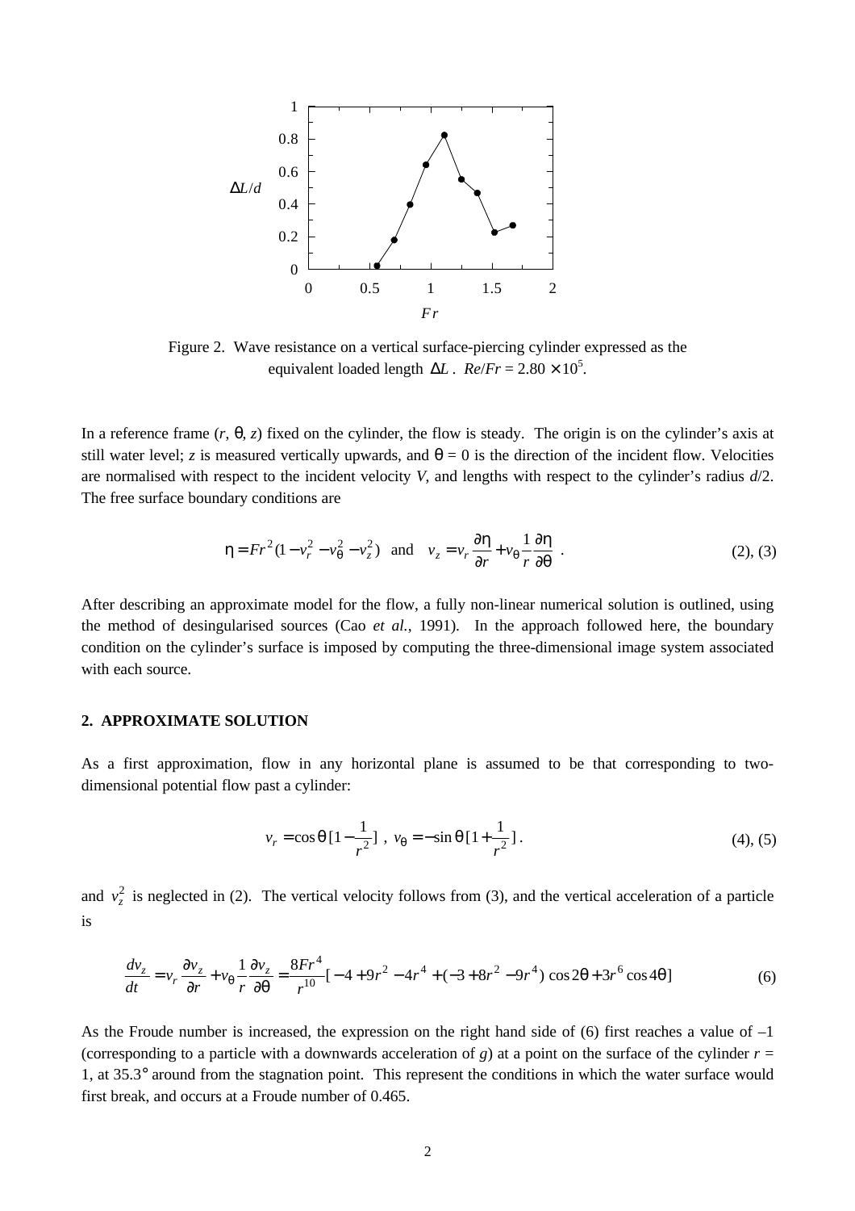Figure 2. Wave resistance on a vertical surface-piercing cylinder expressed as the equivalent loaded length $\Delta L$. $Re/Fr = 2.80 \times 10^5$.

In a reference frame ($r$, $\theta$, $z$) fixed on the cylinder, the flow is steady. The origin is on the cylinder's axis at still water level; $z$ is measured vertically upwards, and $\theta = 0$ is the direction of the incident flow. Velocities are normalised with respect to the incident velocity $V$, and lengths with respect to the cylinder's radius $d/2$. The free surface boundary conditions are

$$\eta = Fr^2(1 - v_r^2 - v_\theta^2 - v_z^2) \quad \text{and} \quad v_z = v_r \frac{\partial \eta}{\partial r} + v_\theta \frac{1}{r}\frac{\partial \eta}{\partial \theta} \; . \tag{2), (3}$$

After describing an approximate model for the flow, a fully non-linear numerical solution is outlined, using the method of desingularised sources (Cao *et al.*, 1991). In the approach followed here, the boundary condition on the cylinder's surface is imposed by computing the three-dimensional image system associated with each source.

## 2. APPROXIMATE SOLUTION

As a first approximation, flow in any horizontal plane is assumed to be that corresponding to two-dimensional potential flow past a cylinder:

$$v_r = \cos\theta\,[1 - \frac{1}{r^2}] \; , \; v_\theta = -\sin\theta\,[1 + \frac{1}{r^2}] \, . \tag{4), (5}$$

and $v_z^2$ is neglected in (2). The vertical velocity follows from (3), and the vertical acceleration of a particle is

$$\frac{dv_z}{dt} = v_r \frac{\partial v_z}{\partial r} + v_\theta \frac{1}{r}\frac{\partial v_z}{\partial \theta} = \frac{8Fr^4}{r^{10}}[-4 + 9r^2 - 4r^4 + (-3 + 8r^2 - 9r^4)\cos 2\theta + 3r^6 \cos 4\theta] \tag{6}$$

As the Froude number is increased, the expression on the right hand side of (6) first reaches a value of –1 (corresponding to a particle with a downwards acceleration of $g$) at a point on the surface of the cylinder $r$ = 1, at 35.3° around from the stagnation point. This represent the conditions in which the water surface would first break, and occurs at a Froude number of 0.465.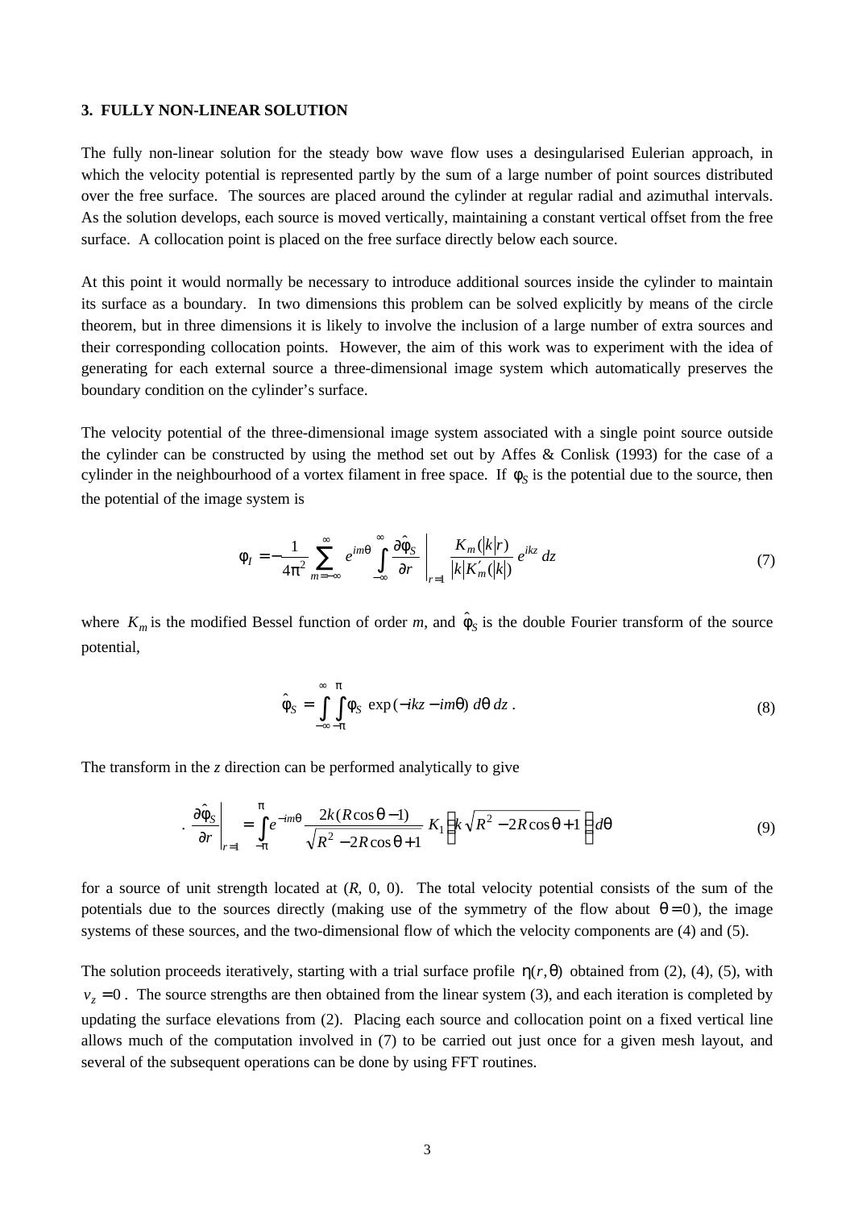### 3. FULLY NON-LINEAR SOLUTION

The fully non-linear solution for the steady bow wave flow uses a desingularised Eulerian approach, in which the velocity potential is represented partly by the sum of a large number of point sources distributed over the free surface. The sources are placed around the cylinder at regular radial and azimuthal intervals. As the solution develops, each source is moved vertically, maintaining a constant vertical offset from the free surface. A collocation point is placed on the free surface directly below each source.

At this point it would normally be necessary to introduce additional sources inside the cylinder to maintain its surface as a boundary. In two dimensions this problem can be solved explicitly by means of the circle theorem, but in three dimensions it is likely to involve the inclusion of a large number of extra sources and their corresponding collocation points. However, the aim of this work was to experiment with the idea of generating for each external source a three-dimensional image system which automatically preserves the boundary condition on the cylinder's surface.

The velocity potential of the three-dimensional image system associated with a single point source outside the cylinder can be constructed by using the method set out by Affes & Conlisk (1993) for the case of a cylinder in the neighbourhood of a vortex filament in free space. If $\phi_S$ is the potential due to the source, then the potential of the image system is

$$\phi_I = -\frac{1}{4\pi^2} \sum_{m=-\infty}^{\infty} e^{im\theta} \int_{-\infty}^{\infty} \left. \frac{\partial \hat{\phi}_S}{\partial r} \right|_{r=1} \frac{K_m(|k|r)}{|k| K_m'(|k|)} \, e^{ikz} \, dz \tag{7}$$

where $K_m$ is the modified Bessel function of order *m*, and $\hat{\phi}_S$ is the double Fourier transform of the source potential,

$$\hat{\phi}_S = \int_{-\infty}^{\infty} \int_{-\pi}^{\pi} \phi_S \, \exp(-ikz - im\theta) \, d\theta \, dz \, . \tag{8}$$

The transform in the *z* direction can be performed analytically to give

$$\left. \frac{\partial \hat{\phi}_S}{\partial r} \right|_{r=1} = \int_{-\pi}^{\pi} e^{-im\theta} \, \frac{2k(R\cos\theta - 1)}{\sqrt{R^2 - 2R\cos\theta + 1}} \, K_1\left( k\sqrt{R^2 - 2R\cos\theta + 1} \right) d\theta \tag{9}$$

for a source of unit strength located at $(R, 0, 0)$. The total velocity potential consists of the sum of the potentials due to the sources directly (making use of the symmetry of the flow about $\theta = 0$), the image systems of these sources, and the two-dimensional flow of which the velocity components are (4) and (5).

The solution proceeds iteratively, starting with a trial surface profile $\eta(r, \theta)$ obtained from (2), (4), (5), with $v_z = 0$. The source strengths are then obtained from the linear system (3), and each iteration is completed by updating the surface elevations from (2). Placing each source and collocation point on a fixed vertical line allows much of the computation involved in (7) to be carried out just once for a given mesh layout, and several of the subsequent operations can be done by using FFT routines.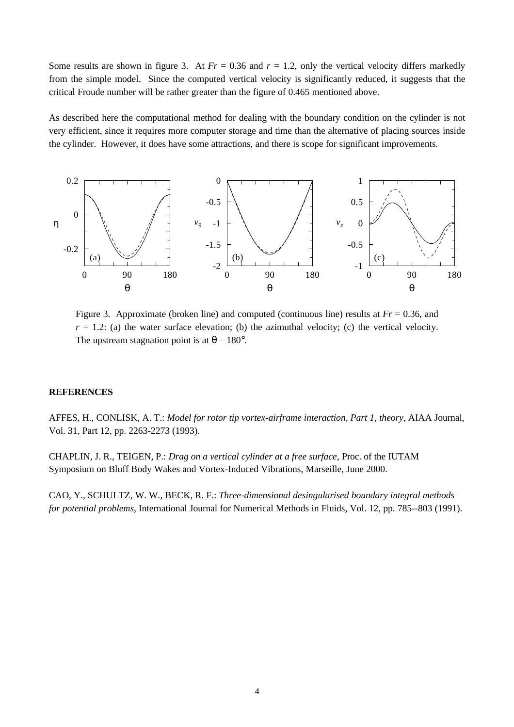Some results are shown in figure 3. At $Fr$ = 0.36 and $r$ = 1.2, only the vertical velocity differs markedly from the simple model. Since the computed vertical velocity is significantly reduced, it suggests that the critical Froude number will be rather greater than the figure of 0.465 mentioned above.

As described here the computational method for dealing with the boundary condition on the cylinder is not very efficient, since it requires more computer storage and time than the alternative of placing sources inside the cylinder. However, it does have some attractions, and there is scope for significant improvements.

0.2
0
-0.2
η
(a)
0 90 180
θ

0
-0.5
-1
-1.5
-2
$v_\theta$
(b)
0 90 180
θ

1
0.5
0
-0.5
-1
$v_z$
(c)
0 90 180
θ

Figure 3. Approximate (broken line) and computed (continuous line) results at $Fr$ = 0.36, and $r$ = 1.2: (a) the water surface elevation; (b) the azimuthal velocity; (c) the vertical velocity. The upstream stagnation point is at θ = 180°.

**REFERENCES**

AFFES, H., CONLISK, A. T.: *Model for rotor tip vortex-airframe interaction, Part 1, theory*, AIAA Journal, Vol. 31, Part 12, pp. 2263-2273 (1993).

CHAPLIN, J. R., TEIGEN, P.: *Drag on a vertical cylinder at a free surface*, Proc. of the IUTAM Symposium on Bluff Body Wakes and Vortex-Induced Vibrations, Marseille, June 2000.

CAO, Y., SCHULTZ, W. W., BECK, R. F.: *Three-dimensional desingularised boundary integral methods for potential problems*, International Journal for Numerical Methods in Fluids, Vol. 12, pp. 785--803 (1991).